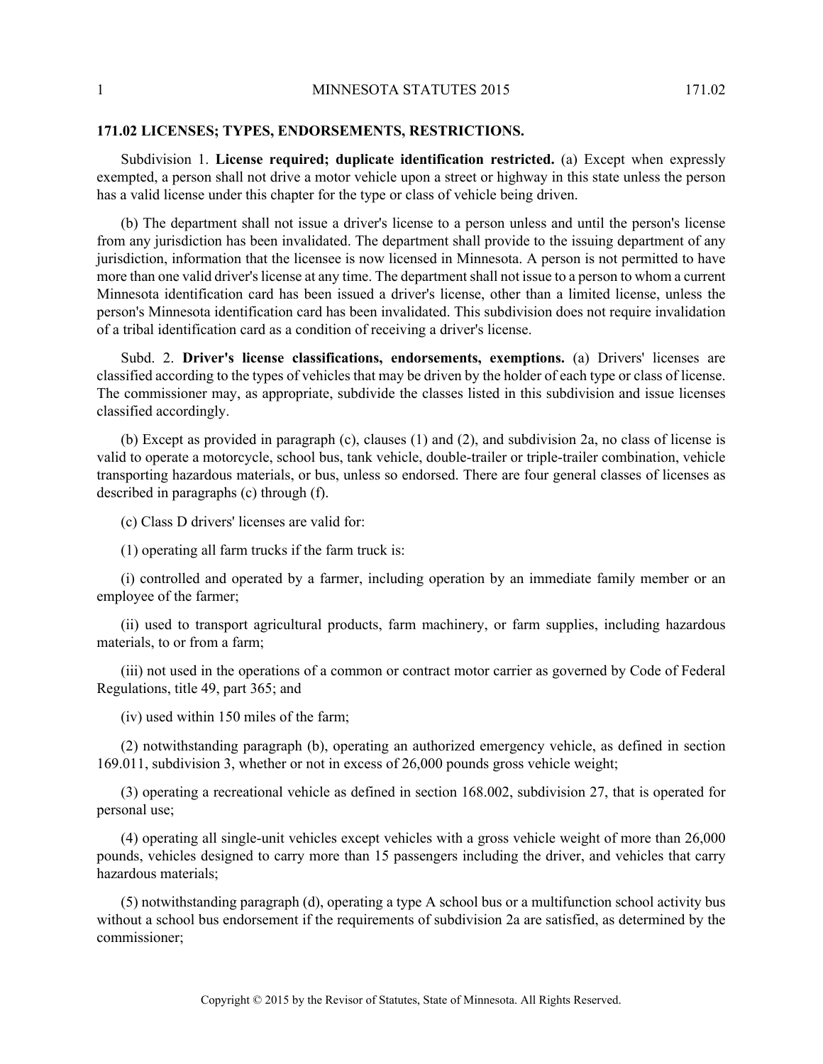## 171.02 LICENSES; TYPES, ENDORSEMENTS, RESTRICTIONS.

Subdivision 1. **License required; duplicate identification restricted.** (a) Except when expressly exempted, a person shall not drive a motor vehicle upon a street or highway in this state unless the person has a valid license under this chapter for the type or class of vehicle being driven.

(b) The department shall not issue a driver's license to a person unless and until the person's license from any jurisdiction has been invalidated. The department shall provide to the issuing department of any jurisdiction, information that the licensee is now licensed in Minnesota. A person is not permitted to have more than one valid driver's license at any time. The department shall not issue to a person to whom a current Minnesota identification card has been issued a driver's license, other than a limited license, unless the person's Minnesota identification card has been invalidated. This subdivision does not require invalidation of a tribal identification card as a condition of receiving a driver's license.

Subd. 2. **Driver's license classifications, endorsements, exemptions.** (a) Drivers' licenses are classified according to the types of vehicles that may be driven by the holder of each type or class of license. The commissioner may, as appropriate, subdivide the classes listed in this subdivision and issue licenses classified accordingly.

(b) Except as provided in paragraph (c), clauses (1) and (2), and subdivision 2a, no class of license is valid to operate a motorcycle, school bus, tank vehicle, double-trailer or triple-trailer combination, vehicle transporting hazardous materials, or bus, unless so endorsed. There are four general classes of licenses as described in paragraphs (c) through (f).

(c) Class D drivers' licenses are valid for:

(1) operating all farm trucks if the farm truck is:

(i) controlled and operated by a farmer, including operation by an immediate family member or an employee of the farmer;

(ii) used to transport agricultural products, farm machinery, or farm supplies, including hazardous materials, to or from a farm;

(iii) not used in the operations of a common or contract motor carrier as governed by Code of Federal Regulations, title 49, part 365; and

(iv) used within 150 miles of the farm;

(2) notwithstanding paragraph (b), operating an authorized emergency vehicle, as defined in section 169.011, subdivision 3, whether or not in excess of 26,000 pounds gross vehicle weight;

(3) operating a recreational vehicle as defined in section 168.002, subdivision 27, that is operated for personal use;

(4) operating all single-unit vehicles except vehicles with a gross vehicle weight of more than 26,000 pounds, vehicles designed to carry more than 15 passengers including the driver, and vehicles that carry hazardous materials;

(5) notwithstanding paragraph (d), operating a type A school bus or a multifunction school activity bus without a school bus endorsement if the requirements of subdivision 2a are satisfied, as determined by the commissioner;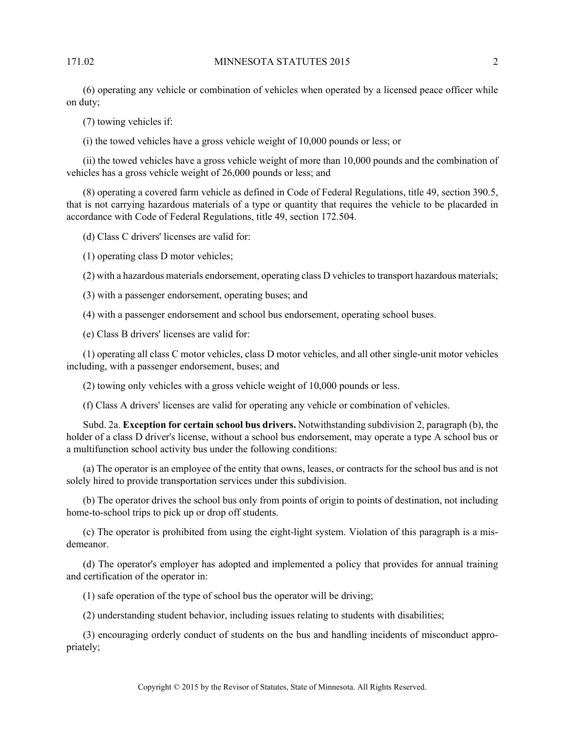(6) operating any vehicle or combination of vehicles when operated by a licensed peace officer while on duty;

(7) towing vehicles if:

(i) the towed vehicles have a gross vehicle weight of 10,000 pounds or less; or

(ii) the towed vehicles have a gross vehicle weight of more than 10,000 pounds and the combination of vehicles has a gross vehicle weight of 26,000 pounds or less; and

(8) operating a covered farm vehicle as defined in Code of Federal Regulations, title 49, section 390.5, that is not carrying hazardous materials of a type or quantity that requires the vehicle to be placarded in accordance with Code of Federal Regulations, title 49, section 172.504.

(d) Class C drivers' licenses are valid for:

(1) operating class D motor vehicles;

(2) with a hazardous materials endorsement, operating class D vehicles to transport hazardous materials;

(3) with a passenger endorsement, operating buses; and

(4) with a passenger endorsement and school bus endorsement, operating school buses.

(e) Class B drivers' licenses are valid for:

(1) operating all class C motor vehicles, class D motor vehicles, and all other single-unit motor vehicles including, with a passenger endorsement, buses; and

(2) towing only vehicles with a gross vehicle weight of 10,000 pounds or less.

(f) Class A drivers' licenses are valid for operating any vehicle or combination of vehicles.

Subd. 2a. **Exception for certain school bus drivers.** Notwithstanding subdivision 2, paragraph (b), the holder of a class D driver's license, without a school bus endorsement, may operate a type A school bus or a multifunction school activity bus under the following conditions:

(a) The operator is an employee of the entity that owns, leases, or contracts for the school bus and is not solely hired to provide transportation services under this subdivision.

(b) The operator drives the school bus only from points of origin to points of destination, not including home-to-school trips to pick up or drop off students.

(c) The operator is prohibited from using the eight-light system. Violation of this paragraph is a misdemeanor.

(d) The operator's employer has adopted and implemented a policy that provides for annual training and certification of the operator in:

(1) safe operation of the type of school bus the operator will be driving;

(2) understanding student behavior, including issues relating to students with disabilities;

(3) encouraging orderly conduct of students on the bus and handling incidents of misconduct appropriately;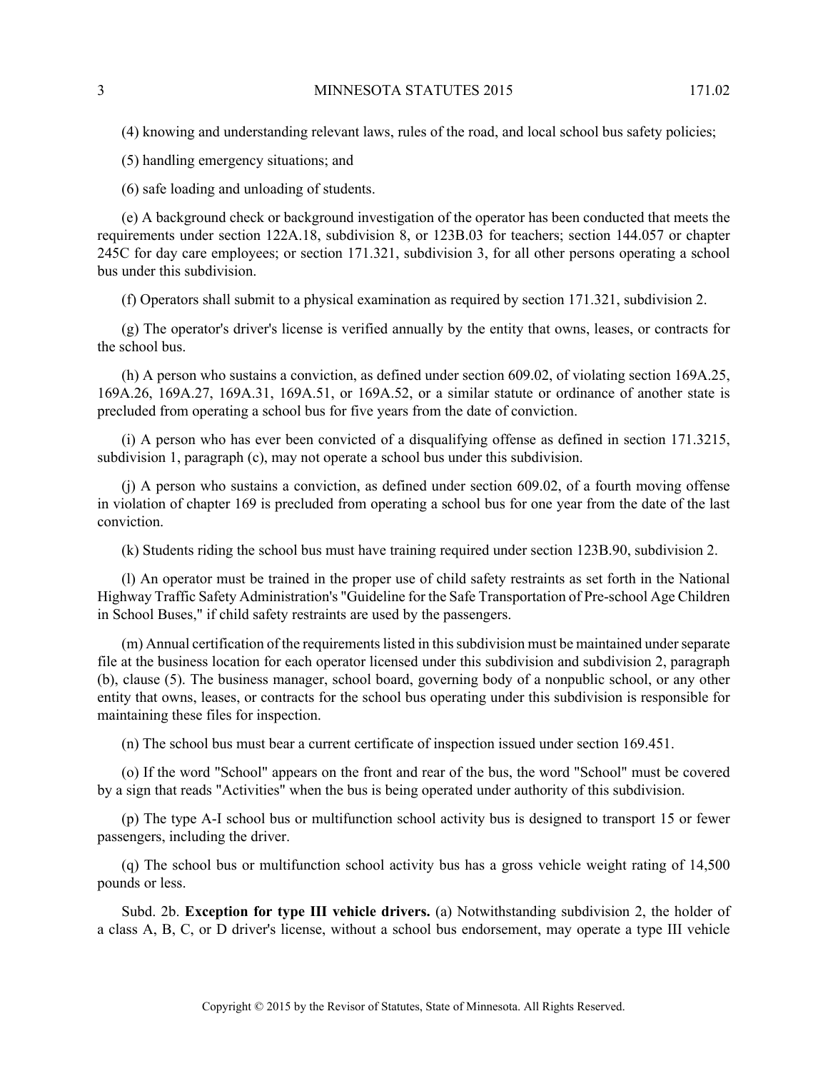(4) knowing and understanding relevant laws, rules of the road, and local school bus safety policies;

(5) handling emergency situations; and

(6) safe loading and unloading of students.

(e) A background check or background investigation of the operator has been conducted that meets the requirements under section 122A.18, subdivision 8, or 123B.03 for teachers; section 144.057 or chapter 245C for day care employees; or section 171.321, subdivision 3, for all other persons operating a school bus under this subdivision.

(f) Operators shall submit to a physical examination as required by section 171.321, subdivision 2.

(g) The operator's driver's license is verified annually by the entity that owns, leases, or contracts for the school bus.

(h) A person who sustains a conviction, as defined under section 609.02, of violating section 169A.25, 169A.26, 169A.27, 169A.31, 169A.51, or 169A.52, or a similar statute or ordinance of another state is precluded from operating a school bus for five years from the date of conviction.

(i) A person who has ever been convicted of a disqualifying offense as defined in section 171.3215, subdivision 1, paragraph (c), may not operate a school bus under this subdivision.

(j) A person who sustains a conviction, as defined under section 609.02, of a fourth moving offense in violation of chapter 169 is precluded from operating a school bus for one year from the date of the last conviction.

(k) Students riding the school bus must have training required under section 123B.90, subdivision 2.

(l) An operator must be trained in the proper use of child safety restraints as set forth in the National Highway Traffic Safety Administration's "Guideline for the Safe Transportation of Pre-school Age Children in School Buses," if child safety restraints are used by the passengers.

(m) Annual certification of the requirements listed in this subdivision must be maintained under separate file at the business location for each operator licensed under this subdivision and subdivision 2, paragraph (b), clause (5). The business manager, school board, governing body of a nonpublic school, or any other entity that owns, leases, or contracts for the school bus operating under this subdivision is responsible for maintaining these files for inspection.

(n) The school bus must bear a current certificate of inspection issued under section 169.451.

(o) If the word "School" appears on the front and rear of the bus, the word "School" must be covered by a sign that reads "Activities" when the bus is being operated under authority of this subdivision.

(p) The type A-I school bus or multifunction school activity bus is designed to transport 15 or fewer passengers, including the driver.

(q) The school bus or multifunction school activity bus has a gross vehicle weight rating of 14,500 pounds or less.

Subd. 2b. **Exception for type III vehicle drivers.** (a) Notwithstanding subdivision 2, the holder of a class A, B, C, or D driver's license, without a school bus endorsement, may operate a type III vehicle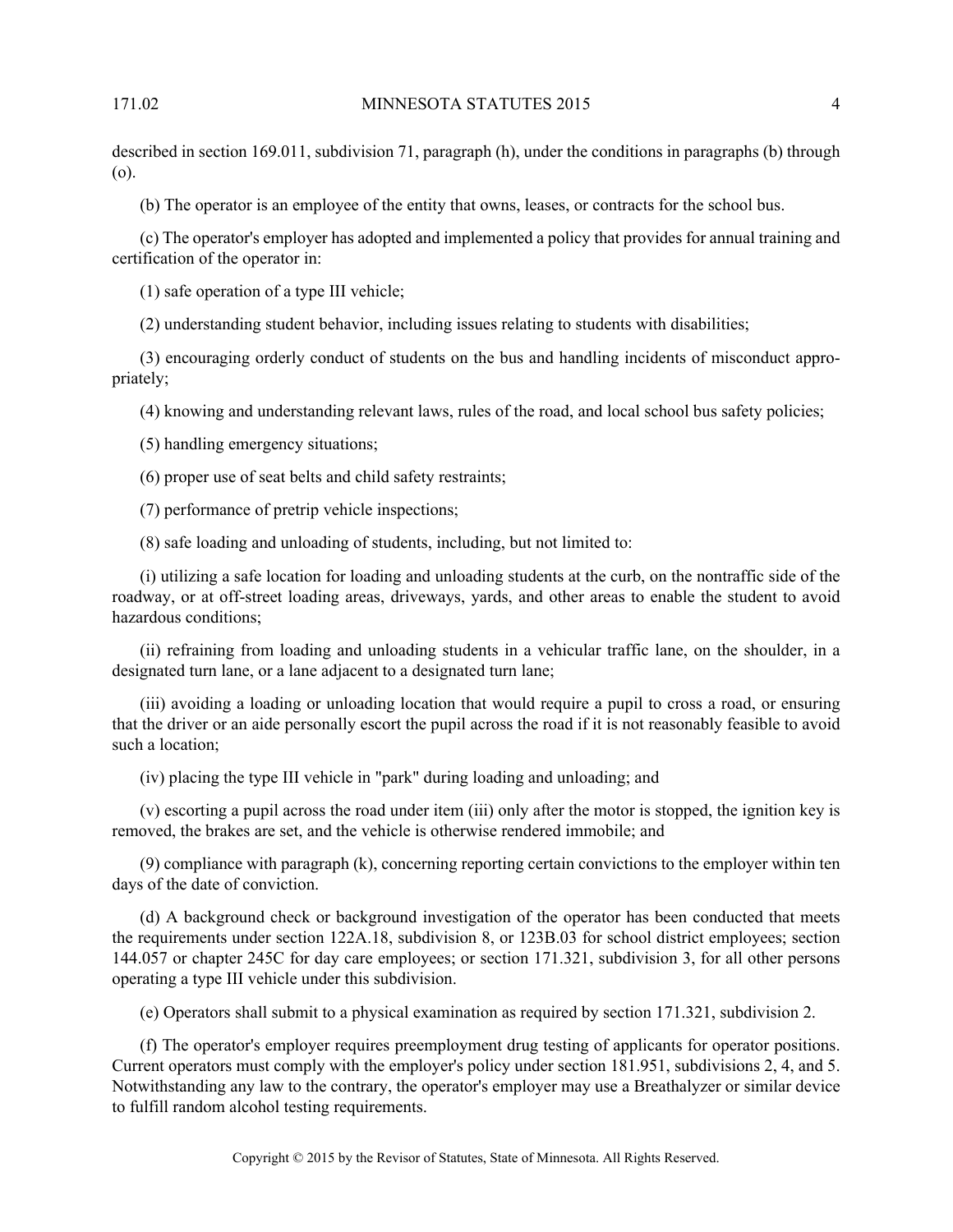described in section 169.011, subdivision 71, paragraph (h), under the conditions in paragraphs (b) through (o).

(b) The operator is an employee of the entity that owns, leases, or contracts for the school bus.

(c) The operator's employer has adopted and implemented a policy that provides for annual training and certification of the operator in:

(1) safe operation of a type III vehicle;

(2) understanding student behavior, including issues relating to students with disabilities;

(3) encouraging orderly conduct of students on the bus and handling incidents of misconduct appropriately;

(4) knowing and understanding relevant laws, rules of the road, and local school bus safety policies;

(5) handling emergency situations;

(6) proper use of seat belts and child safety restraints;

(7) performance of pretrip vehicle inspections;

(8) safe loading and unloading of students, including, but not limited to:

(i) utilizing a safe location for loading and unloading students at the curb, on the nontraffic side of the roadway, or at off-street loading areas, driveways, yards, and other areas to enable the student to avoid hazardous conditions;

(ii) refraining from loading and unloading students in a vehicular traffic lane, on the shoulder, in a designated turn lane, or a lane adjacent to a designated turn lane;

(iii) avoiding a loading or unloading location that would require a pupil to cross a road, or ensuring that the driver or an aide personally escort the pupil across the road if it is not reasonably feasible to avoid such a location;

(iv) placing the type III vehicle in "park" during loading and unloading; and

(v) escorting a pupil across the road under item (iii) only after the motor is stopped, the ignition key is removed, the brakes are set, and the vehicle is otherwise rendered immobile; and

(9) compliance with paragraph (k), concerning reporting certain convictions to the employer within ten days of the date of conviction.

(d) A background check or background investigation of the operator has been conducted that meets the requirements under section 122A.18, subdivision 8, or 123B.03 for school district employees; section 144.057 or chapter 245C for day care employees; or section 171.321, subdivision 3, for all other persons operating a type III vehicle under this subdivision.

(e) Operators shall submit to a physical examination as required by section 171.321, subdivision 2.

(f) The operator's employer requires preemployment drug testing of applicants for operator positions. Current operators must comply with the employer's policy under section 181.951, subdivisions 2, 4, and 5. Notwithstanding any law to the contrary, the operator's employer may use a Breathalyzer or similar device to fulfill random alcohol testing requirements.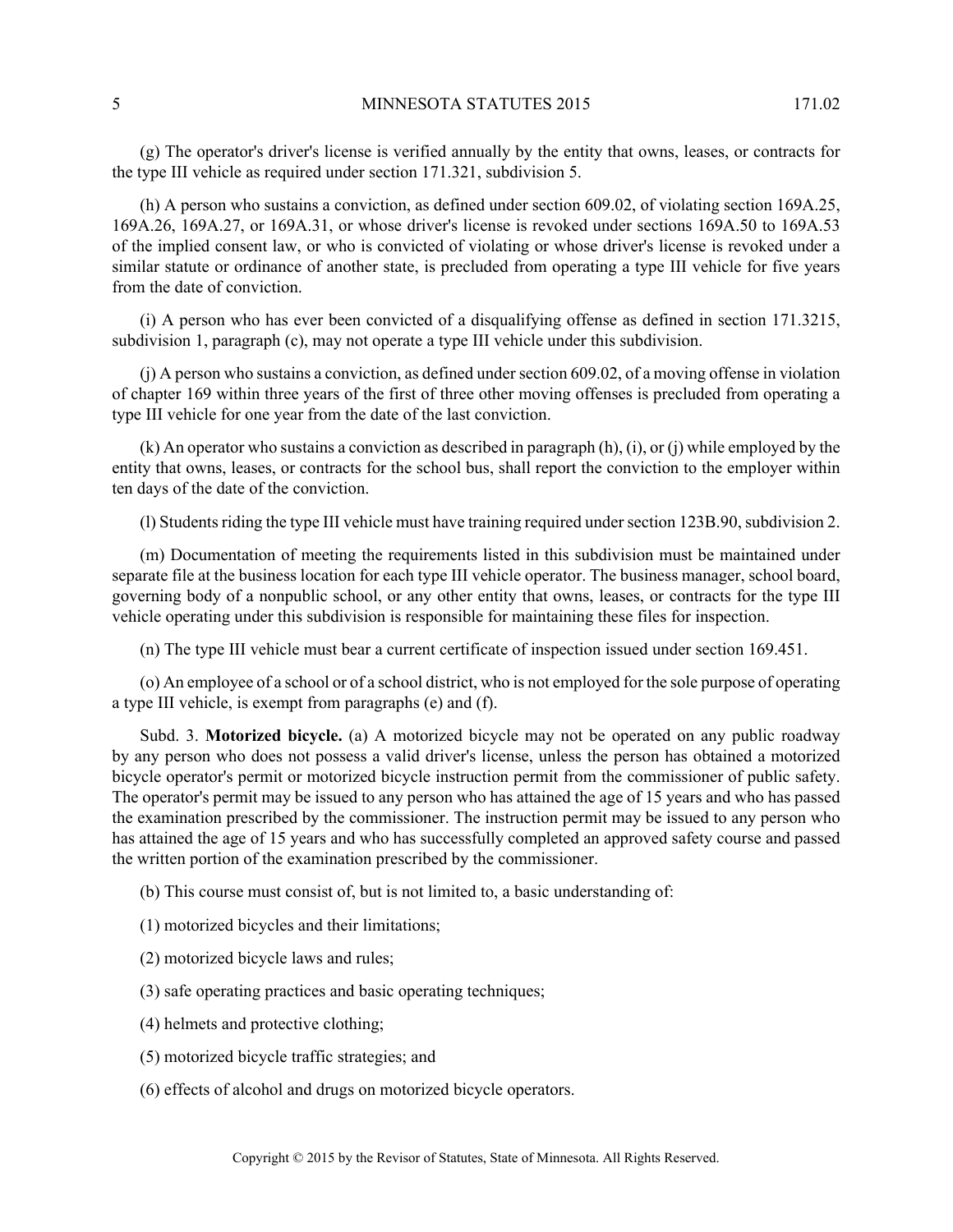(g) The operator's driver's license is verified annually by the entity that owns, leases, or contracts for the type III vehicle as required under section 171.321, subdivision 5.

(h) A person who sustains a conviction, as defined under section 609.02, of violating section 169A.25, 169A.26, 169A.27, or 169A.31, or whose driver's license is revoked under sections 169A.50 to 169A.53 of the implied consent law, or who is convicted of violating or whose driver's license is revoked under a similar statute or ordinance of another state, is precluded from operating a type III vehicle for five years from the date of conviction.

(i) A person who has ever been convicted of a disqualifying offense as defined in section 171.3215, subdivision 1, paragraph (c), may not operate a type III vehicle under this subdivision.

(j) A person who sustains a conviction, as defined under section 609.02, of a moving offense in violation of chapter 169 within three years of the first of three other moving offenses is precluded from operating a type III vehicle for one year from the date of the last conviction.

(k) An operator who sustains a conviction as described in paragraph (h), (i), or (j) while employed by the entity that owns, leases, or contracts for the school bus, shall report the conviction to the employer within ten days of the date of the conviction.

(l) Students riding the type III vehicle must have training required under section 123B.90, subdivision 2.

(m) Documentation of meeting the requirements listed in this subdivision must be maintained under separate file at the business location for each type III vehicle operator. The business manager, school board, governing body of a nonpublic school, or any other entity that owns, leases, or contracts for the type III vehicle operating under this subdivision is responsible for maintaining these files for inspection.

(n) The type III vehicle must bear a current certificate of inspection issued under section 169.451.

(o) An employee of a school or of a school district, who is not employed for the sole purpose of operating a type III vehicle, is exempt from paragraphs (e) and (f).

Subd. 3. **Motorized bicycle.** (a) A motorized bicycle may not be operated on any public roadway by any person who does not possess a valid driver's license, unless the person has obtained a motorized bicycle operator's permit or motorized bicycle instruction permit from the commissioner of public safety. The operator's permit may be issued to any person who has attained the age of 15 years and who has passed the examination prescribed by the commissioner. The instruction permit may be issued to any person who has attained the age of 15 years and who has successfully completed an approved safety course and passed the written portion of the examination prescribed by the commissioner.

(b) This course must consist of, but is not limited to, a basic understanding of:

(1) motorized bicycles and their limitations;

(2) motorized bicycle laws and rules;

(3) safe operating practices and basic operating techniques;

(4) helmets and protective clothing;

(5) motorized bicycle traffic strategies; and

(6) effects of alcohol and drugs on motorized bicycle operators.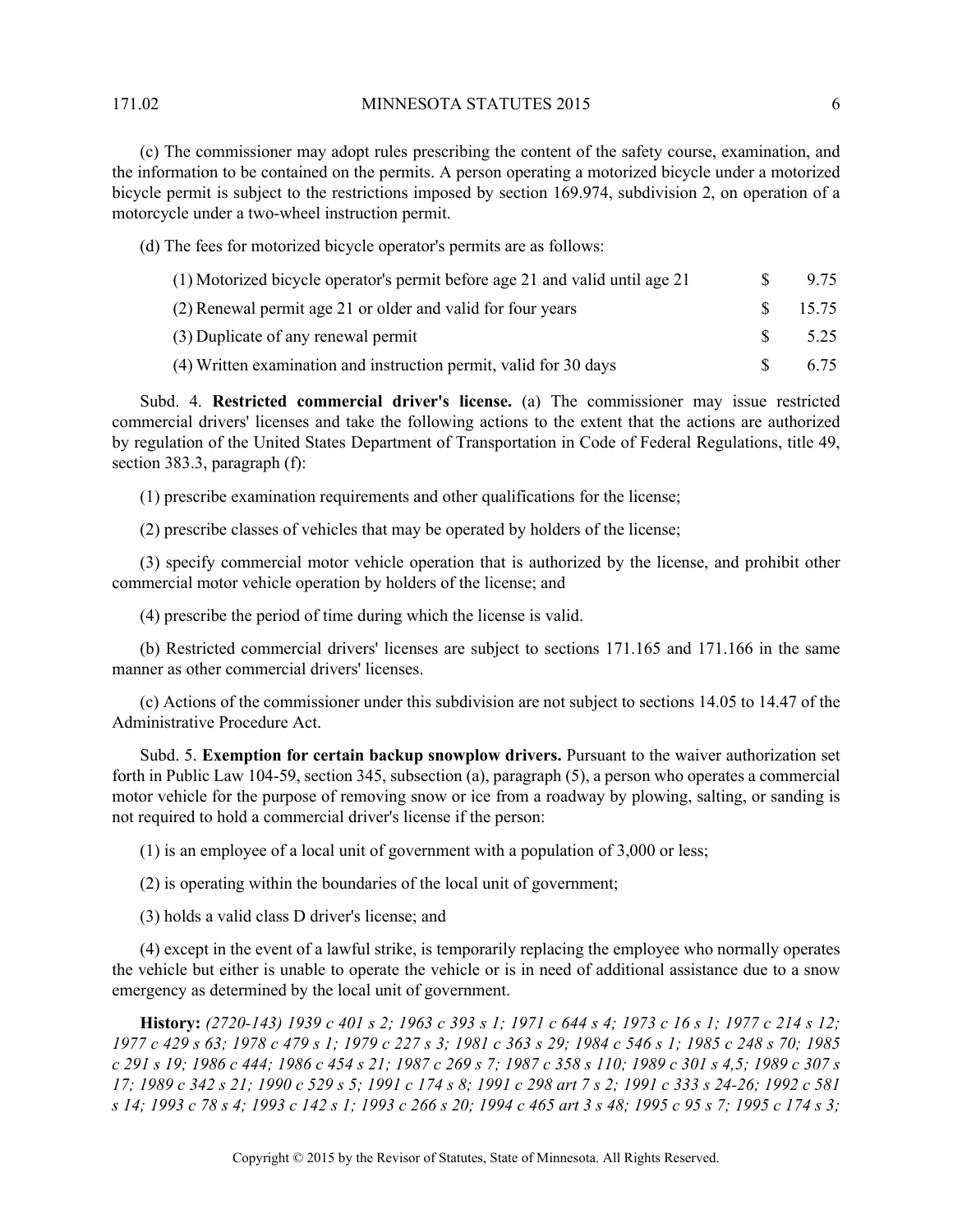(c) The commissioner may adopt rules prescribing the content of the safety course, examination, and the information to be contained on the permits. A person operating a motorized bicycle under a motorized bicycle permit is subject to the restrictions imposed by section 169.974, subdivision 2, on operation of a motorcycle under a two-wheel instruction permit.

(d) The fees for motorized bicycle operator's permits are as follows:

| | | |
|---|---|---|
| (1) Motorized bicycle operator's permit before age 21 and valid until age 21 | $ | 9.75 |
| (2) Renewal permit age 21 or older and valid for four years | $ | 15.75 |
| (3) Duplicate of any renewal permit | $ | 5.25 |
| (4) Written examination and instruction permit, valid for 30 days | $ | 6.75 |

Subd. 4. **Restricted commercial driver's license.** (a) The commissioner may issue restricted commercial drivers' licenses and take the following actions to the extent that the actions are authorized by regulation of the United States Department of Transportation in Code of Federal Regulations, title 49, section 383.3, paragraph (f):

(1) prescribe examination requirements and other qualifications for the license;

(2) prescribe classes of vehicles that may be operated by holders of the license;

(3) specify commercial motor vehicle operation that is authorized by the license, and prohibit other commercial motor vehicle operation by holders of the license; and

(4) prescribe the period of time during which the license is valid.

(b) Restricted commercial drivers' licenses are subject to sections 171.165 and 171.166 in the same manner as other commercial drivers' licenses.

(c) Actions of the commissioner under this subdivision are not subject to sections 14.05 to 14.47 of the Administrative Procedure Act.

Subd. 5. **Exemption for certain backup snowplow drivers.** Pursuant to the waiver authorization set forth in Public Law 104-59, section 345, subsection (a), paragraph (5), a person who operates a commercial motor vehicle for the purpose of removing snow or ice from a roadway by plowing, salting, or sanding is not required to hold a commercial driver's license if the person:

(1) is an employee of a local unit of government with a population of 3,000 or less;

(2) is operating within the boundaries of the local unit of government;

(3) holds a valid class D driver's license; and

(4) except in the event of a lawful strike, is temporarily replacing the employee who normally operates the vehicle but either is unable to operate the vehicle or is in need of additional assistance due to a snow emergency as determined by the local unit of government.

**History:** *(2720-143) 1939 c 401 s 2; 1963 c 393 s 1; 1971 c 644 s 4; 1973 c 16 s 1; 1977 c 214 s 12; 1977 c 429 s 63; 1978 c 479 s 1; 1979 c 227 s 3; 1981 c 363 s 29; 1984 c 546 s 1; 1985 c 248 s 70; 1985 c 291 s 19; 1986 c 444; 1986 c 454 s 21; 1987 c 269 s 7; 1987 c 358 s 110; 1989 c 301 s 4,5; 1989 c 307 s 17; 1989 c 342 s 21; 1990 c 529 s 5; 1991 c 174 s 8; 1991 c 298 art 7 s 2; 1991 c 333 s 24-26; 1992 c 581 s 14; 1993 c 78 s 4; 1993 c 142 s 1; 1993 c 266 s 20; 1994 c 465 art 3 s 48; 1995 c 95 s 7; 1995 c 174 s 3;*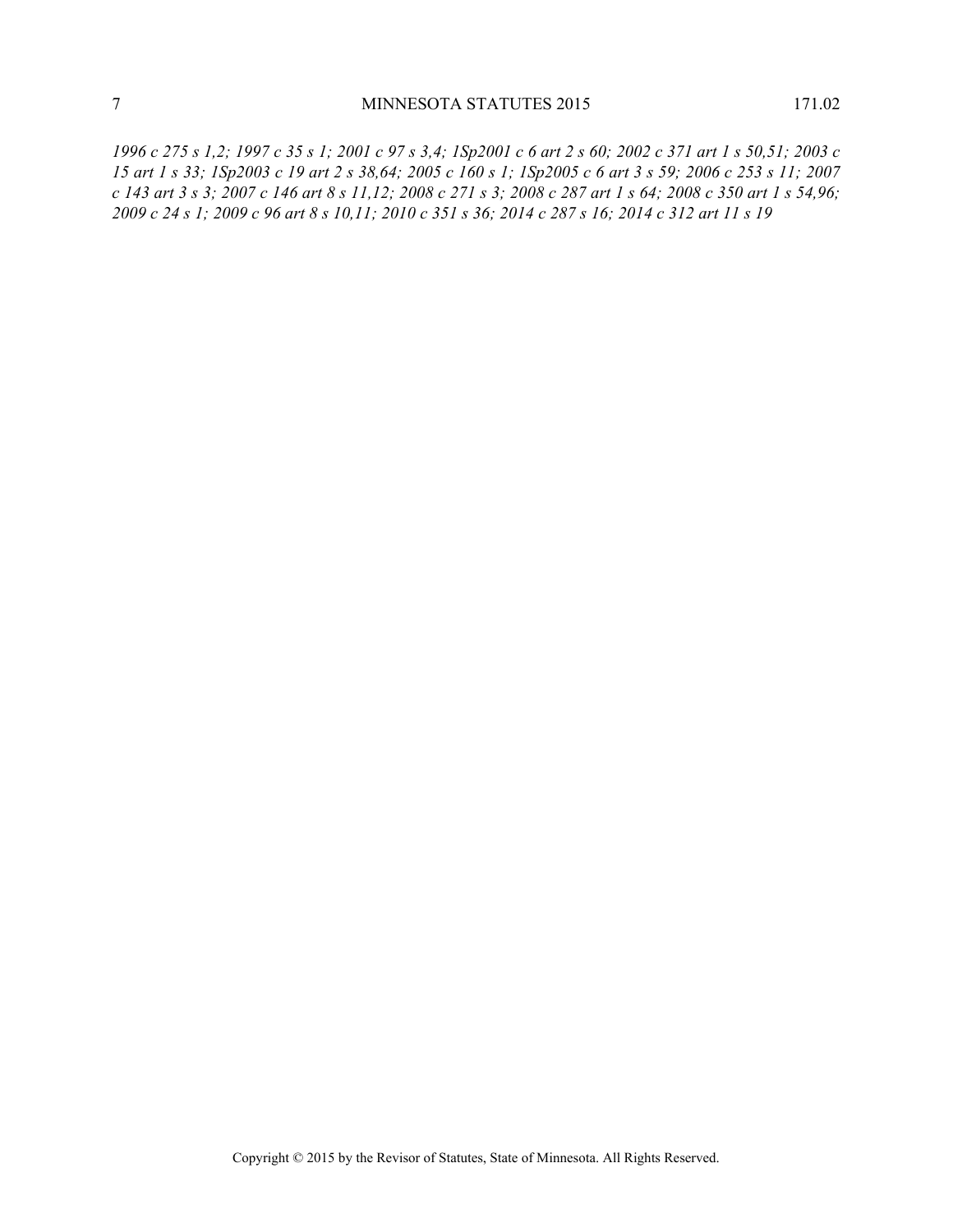*1996 c 275 s 1,2; 1997 c 35 s 1; 2001 c 97 s 3,4; 1Sp2001 c 6 art 2 s 60; 2002 c 371 art 1 s 50,51; 2003 c 15 art 1 s 33; 1Sp2003 c 19 art 2 s 38,64; 2005 c 160 s 1; 1Sp2005 c 6 art 3 s 59; 2006 c 253 s 11; 2007 c 143 art 3 s 3; 2007 c 146 art 8 s 11,12; 2008 c 271 s 3; 2008 c 287 art 1 s 64; 2008 c 350 art 1 s 54,96; 2009 c 24 s 1; 2009 c 96 art 8 s 10,11; 2010 c 351 s 36; 2014 c 287 s 16; 2014 c 312 art 11 s 19*